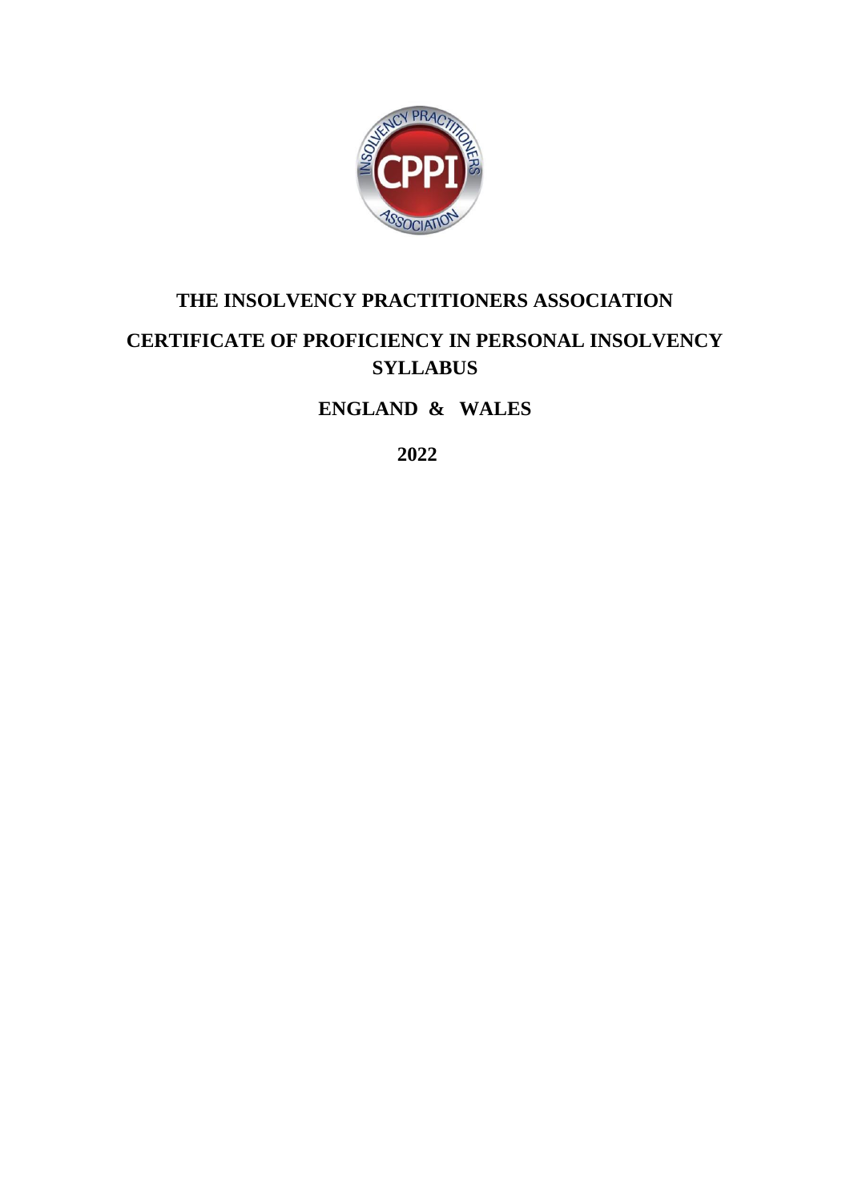# THE INSOLVENCY PRACTITIONERS ASSOCIATION

## CERTIFICATE OF PROFICIENCY IN PERSONAL INSOLVENCY SYLLABUS

## ENGLAND & WALES

## 2022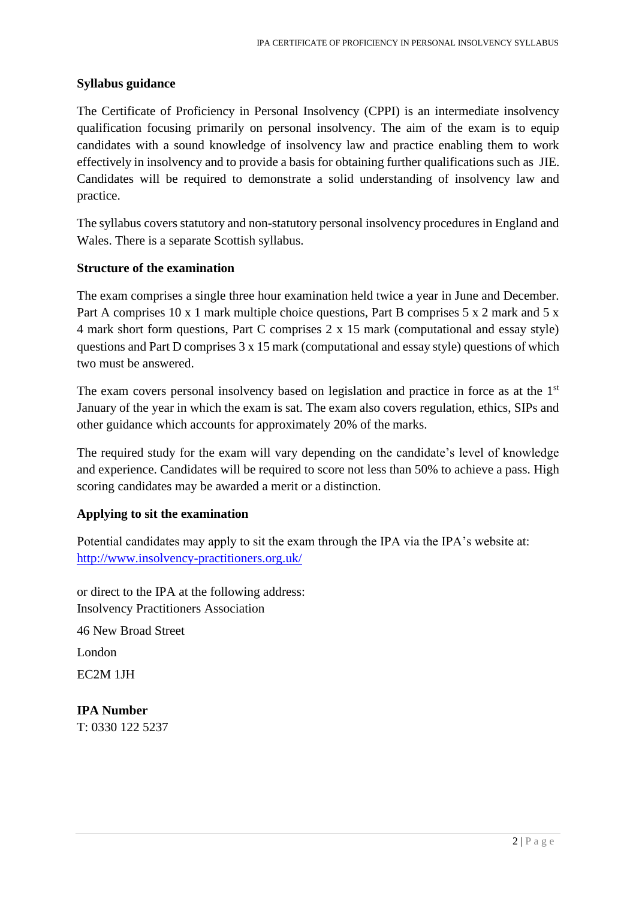## Syllabus guidance

The Certificate of Proficiency in Personal Insolvency (CPPI) is an intermediate insolvency qualification focusing primarily on personal insolvency. The aim of the exam is to equip candidates with a sound knowledge of insolvency law and practice enabling them to work effectively in insolvency and to provide a basis for obtaining further qualifications such as JIE. Candidates will be required to demonstrate a solid understanding of insolvency law and practice.

The syllabus covers statutory and non-statutory personal insolvency procedures in England and Wales. There is a separate Scottish syllabus.

## Structure of the examination

The exam comprises a single three hour examination held twice a year in June and December. Part A comprises 10 x 1 mark multiple choice questions, Part B comprises 5 x 2 mark and 5 x 4 mark short form questions, Part C comprises 2 x 15 mark (computational and essay style) questions and Part D comprises 3 x 15 mark (computational and essay style) questions of which two must be answered.

The exam covers personal insolvency based on legislation and practice in force as at the 1st January of the year in which the exam is sat. The exam also covers regulation, ethics, SIPs and other guidance which accounts for approximately 20% of the marks.

The required study for the exam will vary depending on the candidate's level of knowledge and experience. Candidates will be required to score not less than 50% to achieve a pass. High scoring candidates may be awarded a merit or a distinction.

## Applying to sit the examination

Potential candidates may apply to sit the exam through the IPA via the IPA's website at: http://www.insolvency-practitioners.org.uk/

or direct to the IPA at the following address:
Insolvency Practitioners Association

46 New Broad Street

London

EC2M 1JH

**IPA Number**
T: 0330 122 5237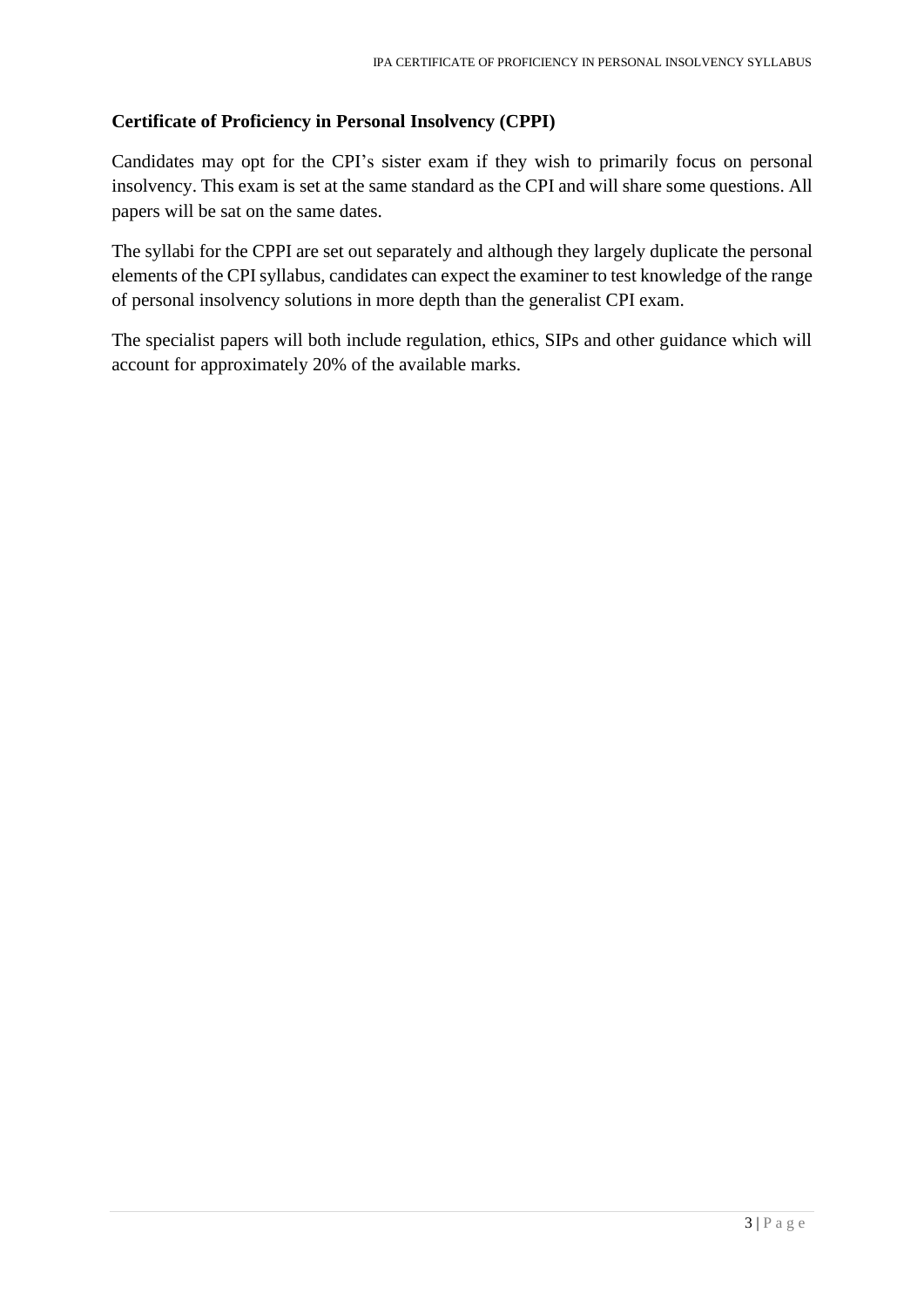## Certificate of Proficiency in Personal Insolvency (CPPI)

Candidates may opt for the CPI's sister exam if they wish to primarily focus on personal insolvency. This exam is set at the same standard as the CPI and will share some questions. All papers will be sat on the same dates.

The syllabi for the CPPI are set out separately and although they largely duplicate the personal elements of the CPI syllabus, candidates can expect the examiner to test knowledge of the range of personal insolvency solutions in more depth than the generalist CPI exam.

The specialist papers will both include regulation, ethics, SIPs and other guidance which will account for approximately 20% of the available marks.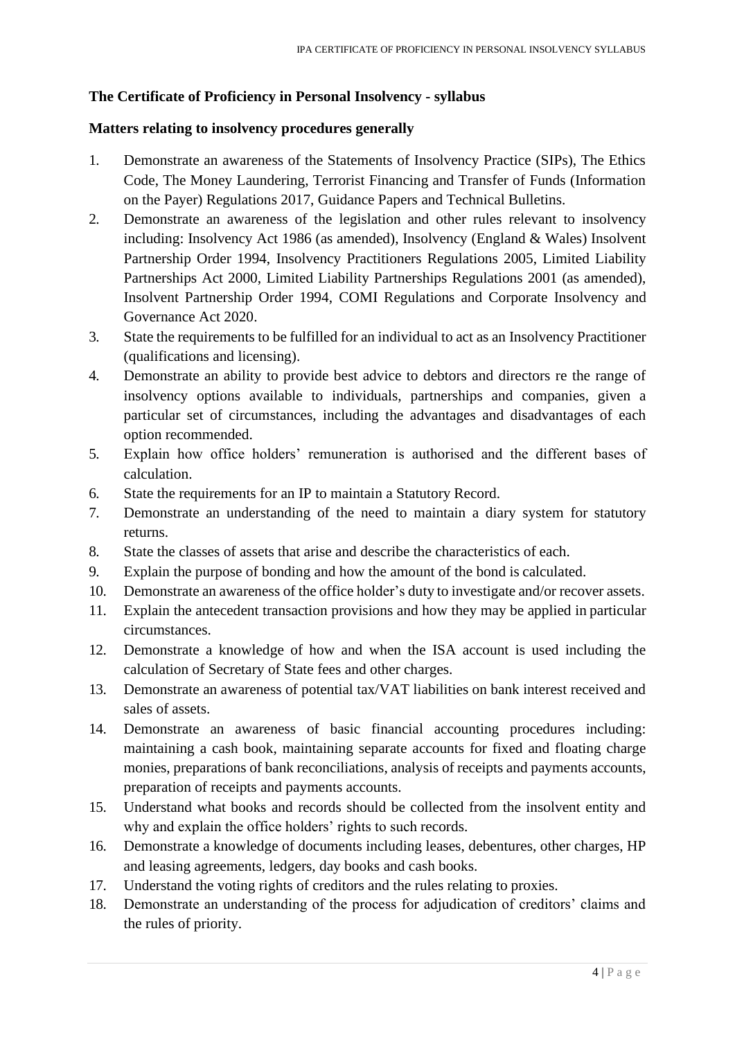**The Certificate of Proficiency in Personal Insolvency - syllabus**

**Matters relating to insolvency procedures generally**

1. Demonstrate an awareness of the Statements of Insolvency Practice (SIPs), The Ethics Code, The Money Laundering, Terrorist Financing and Transfer of Funds (Information on the Payer) Regulations 2017, Guidance Papers and Technical Bulletins.
2. Demonstrate an awareness of the legislation and other rules relevant to insolvency including: Insolvency Act 1986 (as amended), Insolvency (England & Wales) Insolvent Partnership Order 1994, Insolvency Practitioners Regulations 2005, Limited Liability Partnerships Act 2000, Limited Liability Partnerships Regulations 2001 (as amended), Insolvent Partnership Order 1994, COMI Regulations and Corporate Insolvency and Governance Act 2020.
3. State the requirements to be fulfilled for an individual to act as an Insolvency Practitioner (qualifications and licensing).
4. Demonstrate an ability to provide best advice to debtors and directors re the range of insolvency options available to individuals, partnerships and companies, given a particular set of circumstances, including the advantages and disadvantages of each option recommended.
5. Explain how office holders' remuneration is authorised and the different bases of calculation.
6. State the requirements for an IP to maintain a Statutory Record.
7. Demonstrate an understanding of the need to maintain a diary system for statutory returns.
8. State the classes of assets that arise and describe the characteristics of each.
9. Explain the purpose of bonding and how the amount of the bond is calculated.
10. Demonstrate an awareness of the office holder's duty to investigate and/or recover assets.
11. Explain the antecedent transaction provisions and how they may be applied in particular circumstances.
12. Demonstrate a knowledge of how and when the ISA account is used including the calculation of Secretary of State fees and other charges.
13. Demonstrate an awareness of potential tax/VAT liabilities on bank interest received and sales of assets.
14. Demonstrate an awareness of basic financial accounting procedures including: maintaining a cash book, maintaining separate accounts for fixed and floating charge monies, preparations of bank reconciliations, analysis of receipts and payments accounts, preparation of receipts and payments accounts.
15. Understand what books and records should be collected from the insolvent entity and why and explain the office holders' rights to such records.
16. Demonstrate a knowledge of documents including leases, debentures, other charges, HP and leasing agreements, ledgers, day books and cash books.
17. Understand the voting rights of creditors and the rules relating to proxies.
18. Demonstrate an understanding of the process for adjudication of creditors' claims and the rules of priority.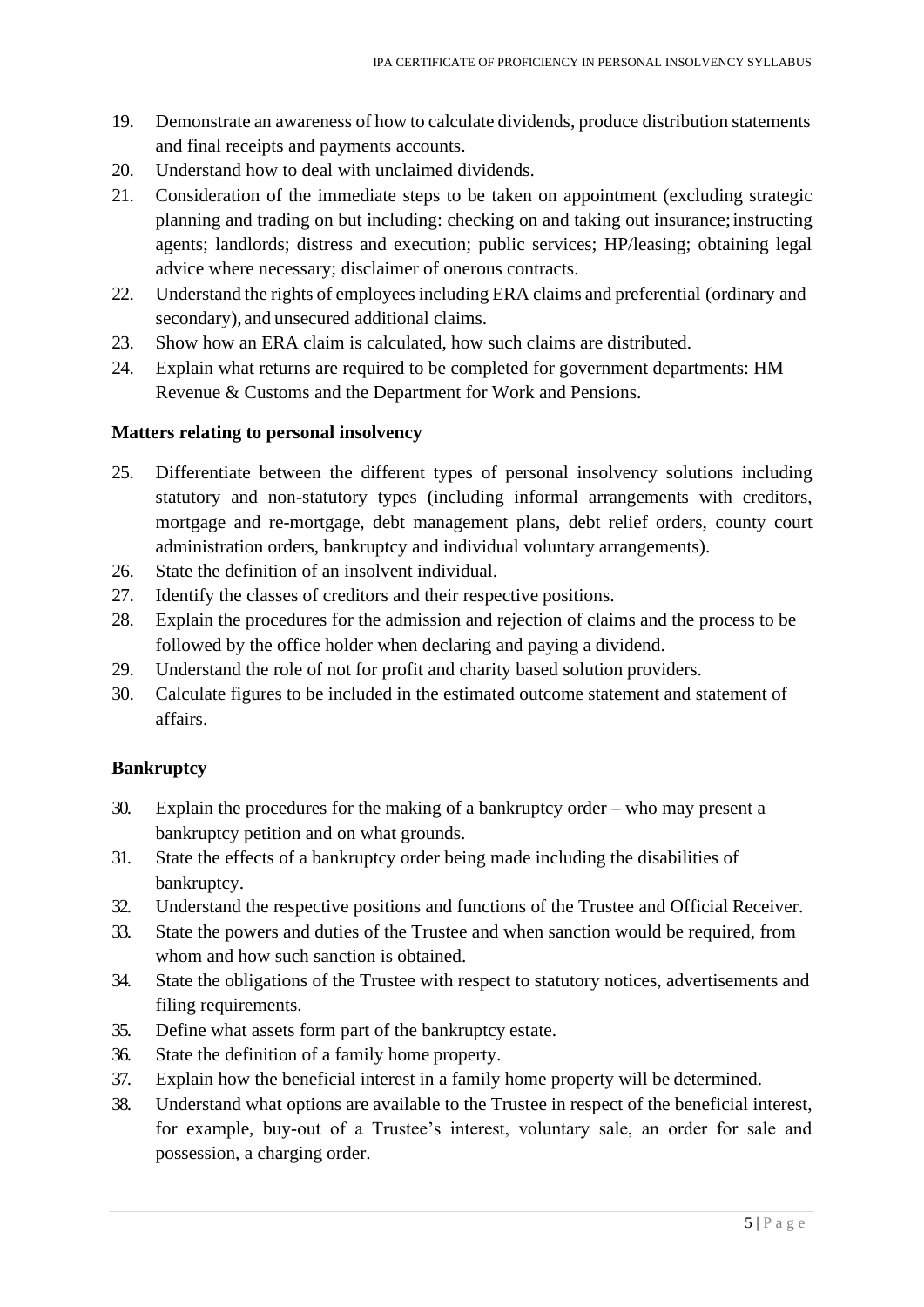19. Demonstrate an awareness of how to calculate dividends, produce distribution statements and final receipts and payments accounts.
20. Understand how to deal with unclaimed dividends.
21. Consideration of the immediate steps to be taken on appointment (excluding strategic planning and trading on but including: checking on and taking out insurance; instructing agents; landlords; distress and execution; public services; HP/leasing; obtaining legal advice where necessary; disclaimer of onerous contracts.
22. Understand the rights of employees including ERA claims and preferential (ordinary and secondary), and unsecured additional claims.
23. Show how an ERA claim is calculated, how such claims are distributed.
24. Explain what returns are required to be completed for government departments: HM Revenue & Customs and the Department for Work and Pensions.

**Matters relating to personal insolvency**

25. Differentiate between the different types of personal insolvency solutions including statutory and non-statutory types (including informal arrangements with creditors, mortgage and re-mortgage, debt management plans, debt relief orders, county court administration orders, bankruptcy and individual voluntary arrangements).
26. State the definition of an insolvent individual.
27. Identify the classes of creditors and their respective positions.
28. Explain the procedures for the admission and rejection of claims and the process to be followed by the office holder when declaring and paying a dividend.
29. Understand the role of not for profit and charity based solution providers.
30. Calculate figures to be included in the estimated outcome statement and statement of affairs.

**Bankruptcy**

30. Explain the procedures for the making of a bankruptcy order – who may present a bankruptcy petition and on what grounds.
31. State the effects of a bankruptcy order being made including the disabilities of bankruptcy.
32. Understand the respective positions and functions of the Trustee and Official Receiver.
33. State the powers and duties of the Trustee and when sanction would be required, from whom and how such sanction is obtained.
34. State the obligations of the Trustee with respect to statutory notices, advertisements and filing requirements.
35. Define what assets form part of the bankruptcy estate.
36. State the definition of a family home property.
37. Explain how the beneficial interest in a family home property will be determined.
38. Understand what options are available to the Trustee in respect of the beneficial interest, for example, buy-out of a Trustee's interest, voluntary sale, an order for sale and possession, a charging order.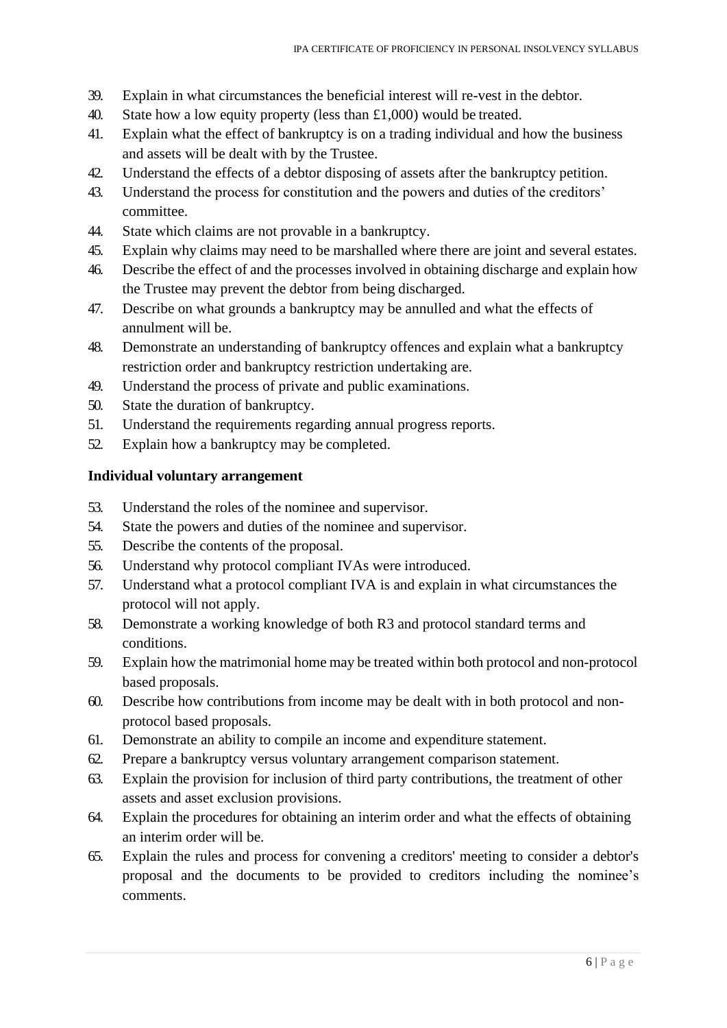39. Explain in what circumstances the beneficial interest will re-vest in the debtor.
40. State how a low equity property (less than £1,000) would be treated.
41. Explain what the effect of bankruptcy is on a trading individual and how the business and assets will be dealt with by the Trustee.
42. Understand the effects of a debtor disposing of assets after the bankruptcy petition.
43. Understand the process for constitution and the powers and duties of the creditors' committee.
44. State which claims are not provable in a bankruptcy.
45. Explain why claims may need to be marshalled where there are joint and several estates.
46. Describe the effect of and the processes involved in obtaining discharge and explain how the Trustee may prevent the debtor from being discharged.
47. Describe on what grounds a bankruptcy may be annulled and what the effects of annulment will be.
48. Demonstrate an understanding of bankruptcy offences and explain what a bankruptcy restriction order and bankruptcy restriction undertaking are.
49. Understand the process of private and public examinations.
50. State the duration of bankruptcy.
51. Understand the requirements regarding annual progress reports.
52. Explain how a bankruptcy may be completed.

**Individual voluntary arrangement**

53. Understand the roles of the nominee and supervisor.
54. State the powers and duties of the nominee and supervisor.
55. Describe the contents of the proposal.
56. Understand why protocol compliant IVAs were introduced.
57. Understand what a protocol compliant IVA is and explain in what circumstances the protocol will not apply.
58. Demonstrate a working knowledge of both R3 and protocol standard terms and conditions.
59. Explain how the matrimonial home may be treated within both protocol and non-protocol based proposals.
60. Describe how contributions from income may be dealt with in both protocol and non-protocol based proposals.
61. Demonstrate an ability to compile an income and expenditure statement.
62. Prepare a bankruptcy versus voluntary arrangement comparison statement.
63. Explain the provision for inclusion of third party contributions, the treatment of other assets and asset exclusion provisions.
64. Explain the procedures for obtaining an interim order and what the effects of obtaining an interim order will be.
65. Explain the rules and process for convening a creditors' meeting to consider a debtor's proposal and the documents to be provided to creditors including the nominee's comments.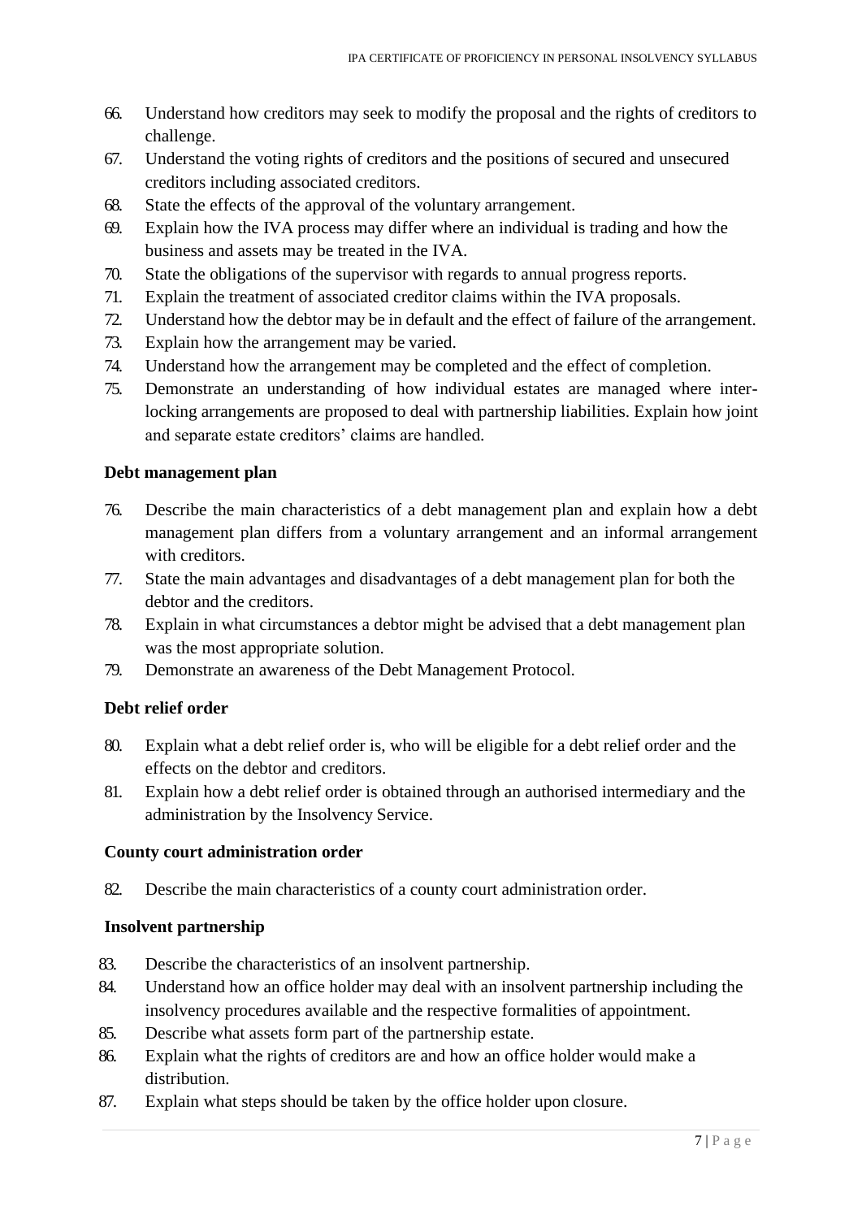66. Understand how creditors may seek to modify the proposal and the rights of creditors to challenge.
67. Understand the voting rights of creditors and the positions of secured and unsecured creditors including associated creditors.
68. State the effects of the approval of the voluntary arrangement.
69. Explain how the IVA process may differ where an individual is trading and how the business and assets may be treated in the IVA.
70. State the obligations of the supervisor with regards to annual progress reports.
71. Explain the treatment of associated creditor claims within the IVA proposals.
72. Understand how the debtor may be in default and the effect of failure of the arrangement.
73. Explain how the arrangement may be varied.
74. Understand how the arrangement may be completed and the effect of completion.
75. Demonstrate an understanding of how individual estates are managed where inter-locking arrangements are proposed to deal with partnership liabilities. Explain how joint and separate estate creditors' claims are handled.

**Debt management plan**

76. Describe the main characteristics of a debt management plan and explain how a debt management plan differs from a voluntary arrangement and an informal arrangement with creditors.
77. State the main advantages and disadvantages of a debt management plan for both the debtor and the creditors.
78. Explain in what circumstances a debtor might be advised that a debt management plan was the most appropriate solution.
79. Demonstrate an awareness of the Debt Management Protocol.

**Debt relief order**

80. Explain what a debt relief order is, who will be eligible for a debt relief order and the effects on the debtor and creditors.
81. Explain how a debt relief order is obtained through an authorised intermediary and the administration by the Insolvency Service.

**County court administration order**

82. Describe the main characteristics of a county court administration order.

**Insolvent partnership**

83. Describe the characteristics of an insolvent partnership.
84. Understand how an office holder may deal with an insolvent partnership including the insolvency procedures available and the respective formalities of appointment.
85. Describe what assets form part of the partnership estate.
86. Explain what the rights of creditors are and how an office holder would make a distribution.
87. Explain what steps should be taken by the office holder upon closure.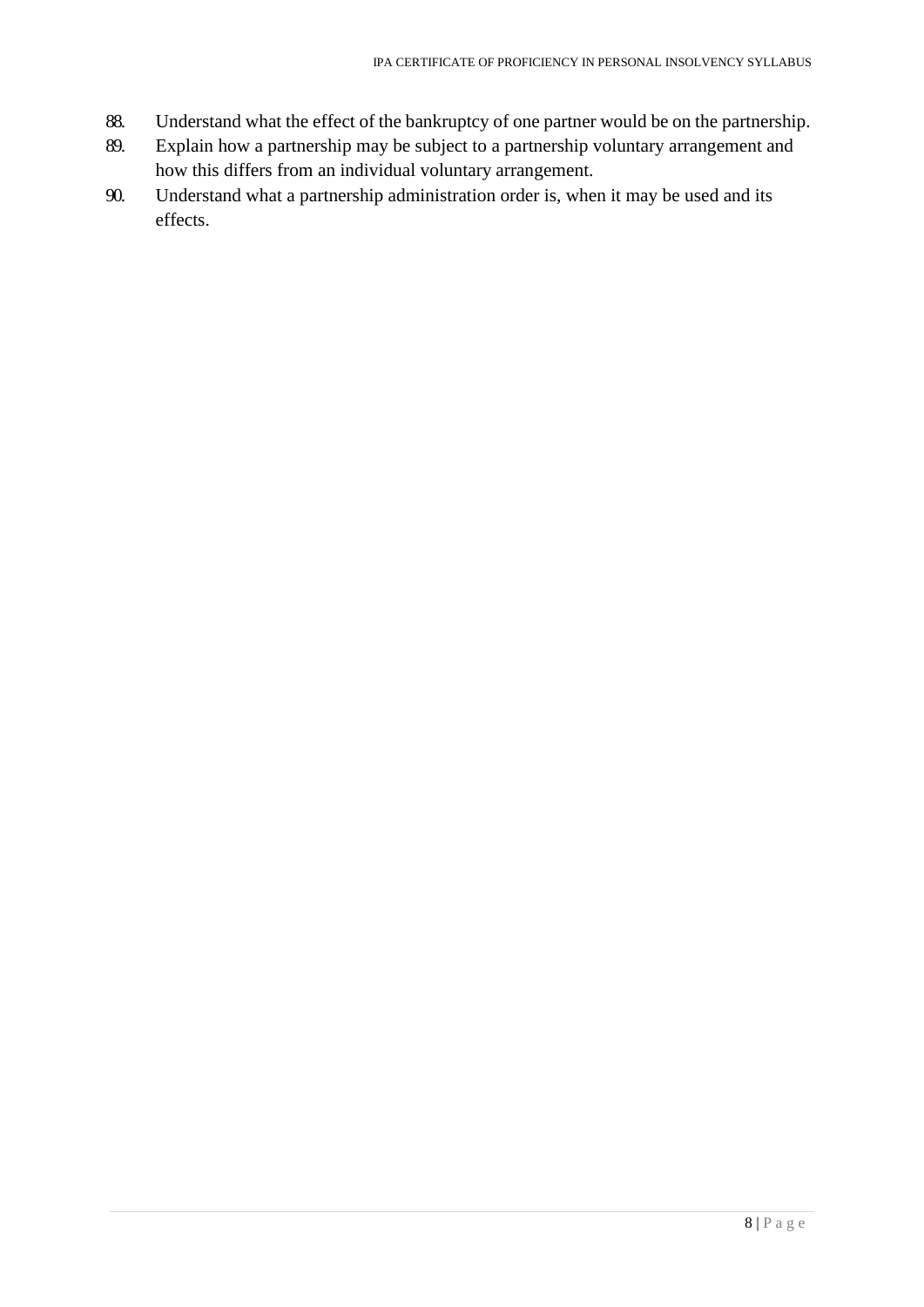88. Understand what the effect of the bankruptcy of one partner would be on the partnership.
89. Explain how a partnership may be subject to a partnership voluntary arrangement and how this differs from an individual voluntary arrangement.
90. Understand what a partnership administration order is, when it may be used and its effects.